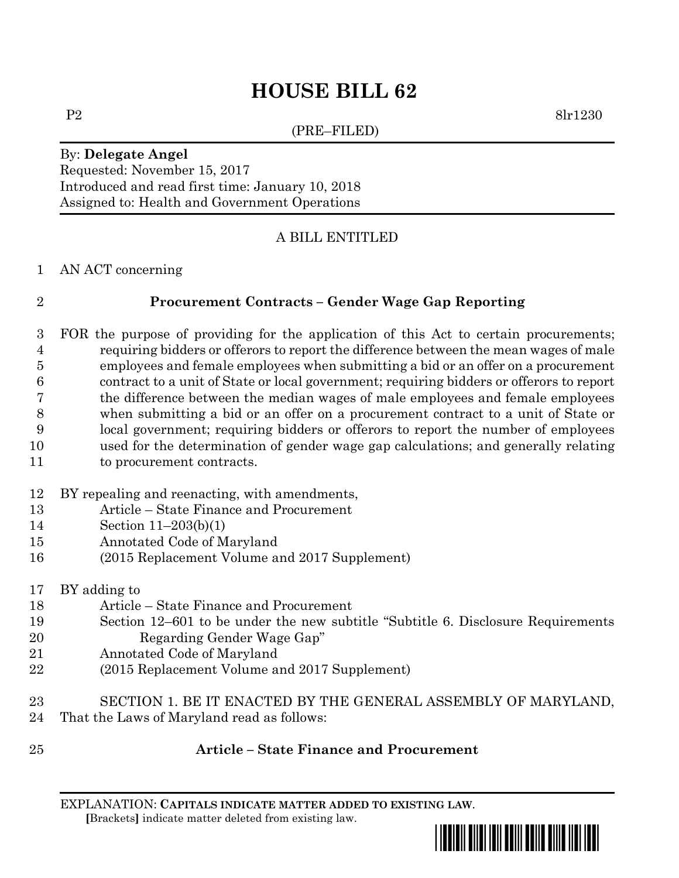# HOUSE BILL 62

P2 8lr1230

(PRE–FILED)

By: **Delegate Angel**
Requested: November 15, 2017
Introduced and read first time: January 10, 2018
Assigned to: Health and Government Operations

A BILL ENTITLED

AN ACT concerning

**Procurement Contracts – Gender Wage Gap Reporting**

FOR the purpose of providing for the application of this Act to certain procurements; requiring bidders or offerors to report the difference between the mean wages of male employees and female employees when submitting a bid or an offer on a procurement contract to a unit of State or local government; requiring bidders or offerors to report the difference between the median wages of male employees and female employees when submitting a bid or an offer on a procurement contract to a unit of State or local government; requiring bidders or offerors to report the number of employees used for the determination of gender wage gap calculations; and generally relating to procurement contracts.

BY repealing and reenacting, with amendments,
Article – State Finance and Procurement
Section 11–203(b)(1)
Annotated Code of Maryland
(2015 Replacement Volume and 2017 Supplement)

BY adding to
Article – State Finance and Procurement
Section 12–601 to be under the new subtitle "Subtitle 6. Disclosure Requirements Regarding Gender Wage Gap"
Annotated Code of Maryland
(2015 Replacement Volume and 2017 Supplement)

SECTION 1. BE IT ENACTED BY THE GENERAL ASSEMBLY OF MARYLAND, That the Laws of Maryland read as follows:

**Article – State Finance and Procurement**

EXPLANATION: **CAPITALS INDICATE MATTER ADDED TO EXISTING LAW.**
**[**Brackets**]** indicate matter deleted from existing law.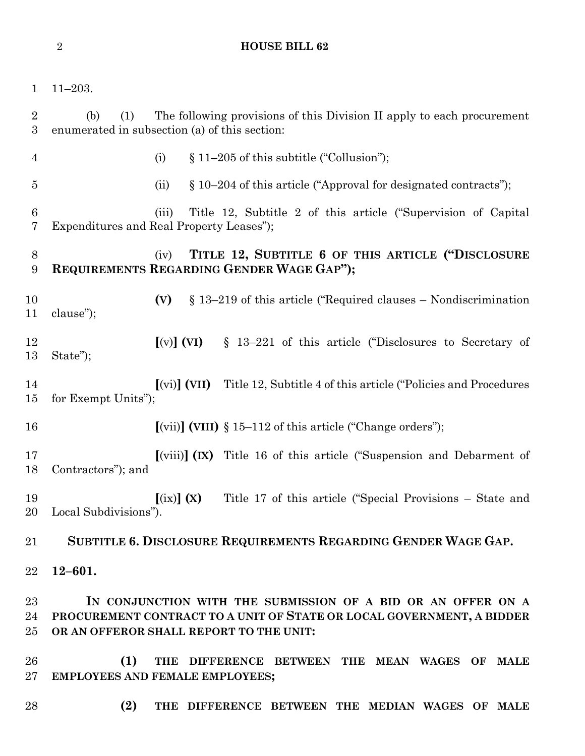11–203.

(b) (1) The following provisions of this Division II apply to each procurement enumerated in subsection (a) of this section:

(i) § 11–205 of this subtitle ("Collusion");

(ii) § 10–204 of this article ("Approval for designated contracts");

(iii) Title 12, Subtitle 2 of this article ("Supervision of Capital Expenditures and Real Property Leases");

(iv) **TITLE 12, SUBTITLE 6 OF THIS ARTICLE ("DISCLOSURE REQUIREMENTS REGARDING GENDER WAGE GAP");**

**(V)** § 13–219 of this article ("Required clauses – Nondiscrimination clause");

**[**(v)**] (VI)** § 13–221 of this article ("Disclosures to Secretary of State");

**[**(vi)**] (VII)** Title 12, Subtitle 4 of this article ("Policies and Procedures for Exempt Units");

**[**(vii)**] (VIII)** § 15–112 of this article ("Change orders");

**[**(viii)**] (IX)** Title 16 of this article ("Suspension and Debarment of Contractors"); and

**[**(ix)**] (X)** Title 17 of this article ("Special Provisions – State and Local Subdivisions").

**SUBTITLE 6. DISCLOSURE REQUIREMENTS REGARDING GENDER WAGE GAP.**

**12–601.**

**IN CONJUNCTION WITH THE SUBMISSION OF A BID OR AN OFFER ON A PROCUREMENT CONTRACT TO A UNIT OF STATE OR LOCAL GOVERNMENT, A BIDDER OR AN OFFEROR SHALL REPORT TO THE UNIT:**

**(1) THE DIFFERENCE BETWEEN THE MEAN WAGES OF MALE EMPLOYEES AND FEMALE EMPLOYEES;**

**(2) THE DIFFERENCE BETWEEN THE MEDIAN WAGES OF MALE**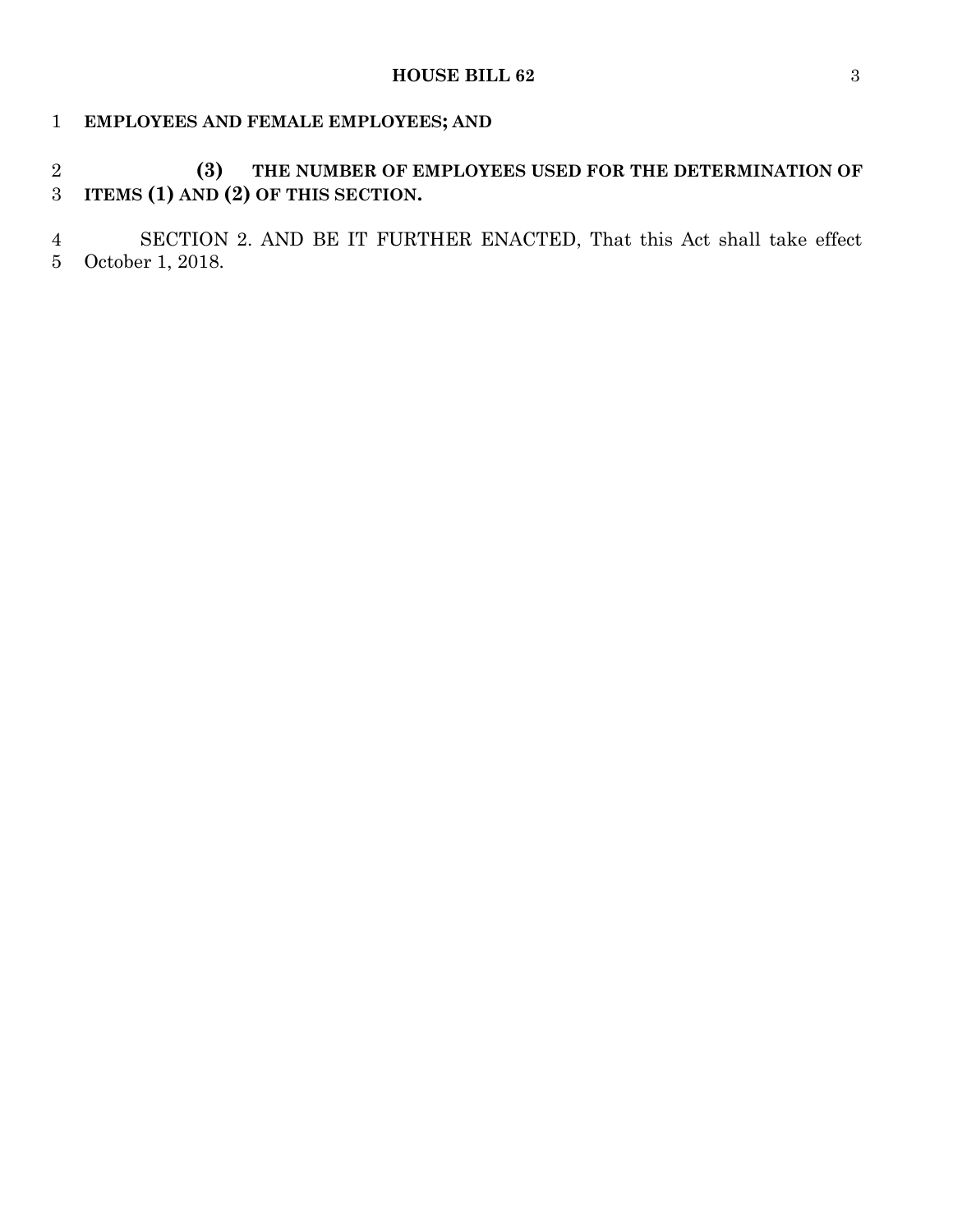**EMPLOYEES AND FEMALE EMPLOYEES; AND**

**(3) THE NUMBER OF EMPLOYEES USED FOR THE DETERMINATION OF ITEMS (1) AND (2) OF THIS SECTION.**

SECTION 2. AND BE IT FURTHER ENACTED, That this Act shall take effect October 1, 2018.